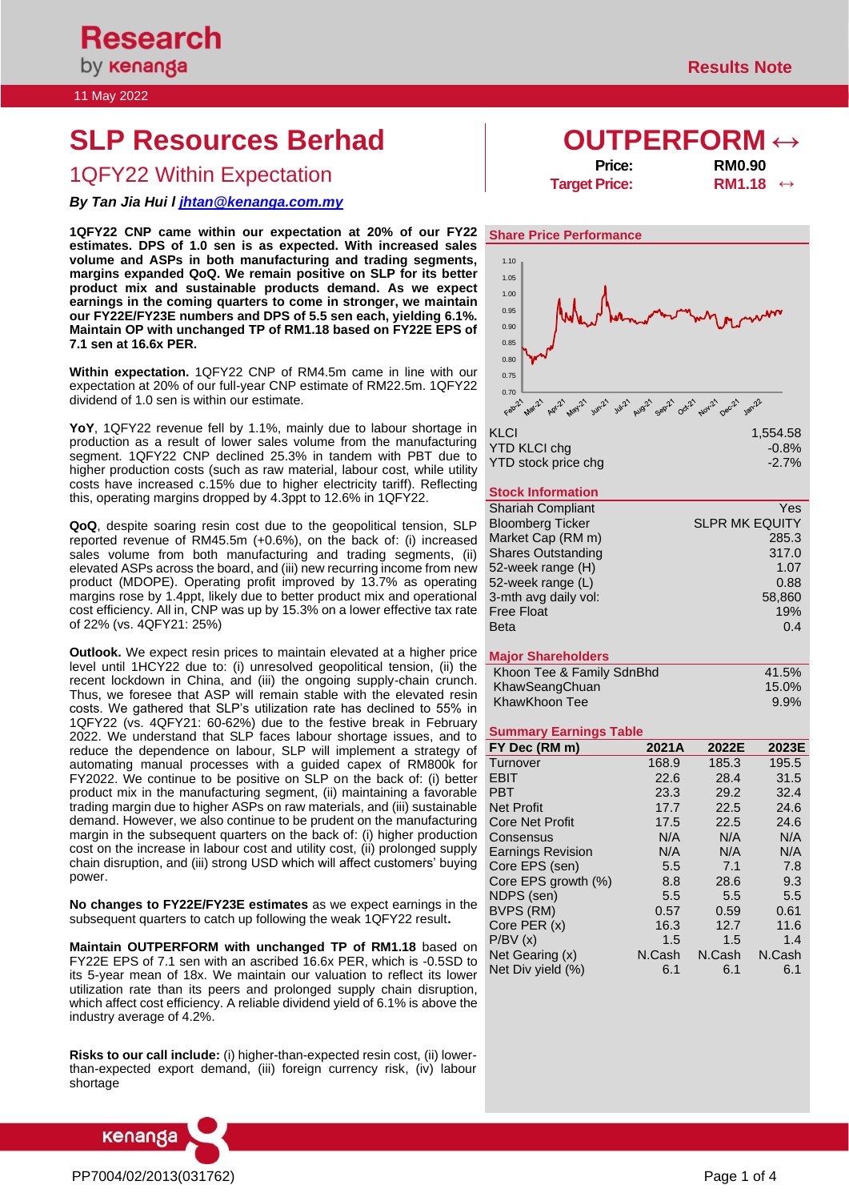Research by kenanga

11 May 2022

Results Note

# SLP Resources Berhad

## 1QFY22 Within Expectation

***By Tan Jia Hui l jhtan@kenanga.com.my***

# OUTPERFORM ↔

| | |
|---|---|
| **Price:** | **RM0.90** |
| **Target Price:** | **RM1.18 ↔** |

**1QFY22 CNP came within our expectation at 20% of our FY22 estimates. DPS of 1.0 sen is as expected. With increased sales volume and ASPs in both manufacturing and trading segments, margins expanded QoQ. We remain positive on SLP for its better product mix and sustainable products demand. As we expect earnings in the coming quarters to come in stronger, we maintain our FY22E/FY23E numbers and DPS of 5.5 sen each, yielding 6.1%. Maintain OP with unchanged TP of RM1.18 based on FY22E EPS of 7.1 sen at 16.6x PER.**

**Within expectation.** 1QFY22 CNP of RM4.5m came in line with our expectation at 20% of our full-year CNP estimate of RM22.5m. 1QFY22 dividend of 1.0 sen is within our estimate.

**YoY**, 1QFY22 revenue fell by 1.1%, mainly due to labour shortage in production as a result of lower sales volume from the manufacturing segment. 1QFY22 CNP declined 25.3% in tandem with PBT due to higher production costs (such as raw material, labour cost, while utility costs have increased c.15% due to higher electricity tariff). Reflecting this, operating margins dropped by 4.3ppt to 12.6% in 1QFY22.

**QoQ**, despite soaring resin cost due to the geopolitical tension, SLP reported revenue of RM45.5m (+0.6%), on the back of: (i) increased sales volume from both manufacturing and trading segments, (ii) elevated ASPs across the board, and (iii) new recurring income from new product (MDOPE). Operating profit improved by 13.7% as operating margins rose by 1.4ppt, likely due to better product mix and operational cost efficiency. All in, CNP was up by 15.3% on a lower effective tax rate of 22% (vs. 4QFY21: 25%)

**Outlook.** We expect resin prices to maintain elevated at a higher price level until 1HCY22 due to: (i) unresolved geopolitical tension, (ii) the recent lockdown in China, and (iii) the ongoing supply-chain crunch. Thus, we foresee that ASP will remain stable with the elevated resin costs. We gathered that SLP's utilization rate has declined to 55% in 1QFY22 (vs. 4QFY21: 60-62%) due to the festive break in February 2022. We understand that SLP faces labour shortage issues, and to reduce the dependence on labour, SLP will implement a strategy of automating manual processes with a guided capex of RM800k for FY2022. We continue to be positive on SLP on the back of: (i) better product mix in the manufacturing segment, (ii) maintaining a favorable trading margin due to higher ASPs on raw materials, and (iii) sustainable demand. However, we also continue to be prudent on the manufacturing margin in the subsequent quarters on the back of: (i) higher production cost on the increase in labour cost and utility cost, (ii) prolonged supply chain disruption, and (iii) strong USD which will affect customers' buying power.

**No changes to FY22E/FY23E estimates** as we expect earnings in the subsequent quarters to catch up following the weak 1QFY22 result**.**

**Maintain OUTPERFORM with unchanged TP of RM1.18** based on FY22E EPS of 7.1 sen with an ascribed 16.6x PER, which is -0.5SD to its 5-year mean of 18x. We maintain our valuation to reflect its lower utilization rate than its peers and prolonged supply chain disruption, which affect cost efficiency. A reliable dividend yield of 6.1% is above the industry average of 4.2%.

**Risks to our call include:** (i) higher-than-expected resin cost, (ii) lower-than-expected export demand, (iii) foreign currency risk, (iv) labour shortage

### Share Price Performance

| | |
|---|---|
| KLCI | 1,554.58 |
| YTD KLCI chg | -0.8% |
| YTD stock price chg | -2.7% |

### Stock Information

| | |
|---|---|
| Shariah Compliant | Yes |
| Bloomberg Ticker | SLPR MK EQUITY |
| Market Cap (RM m) | 285.3 |
| Shares Outstanding | 317.0 |
| 52-week range (H) | 1.07 |
| 52-week range (L) | 0.88 |
| 3-mth avg daily vol: | 58,860 |
| Free Float | 19% |
| Beta | 0.4 |

### Major Shareholders

| | |
|---|---|
| Khoon Tee & Family SdnBhd | 41.5% |
| KhawSeangChuan | 15.0% |
| KhawKhoon Tee | 9.9% |

### Summary Earnings Table

| FY Dec (RM m) | 2021A | 2022E | 2023E |
|---|---|---|---|
| Turnover | 168.9 | 185.3 | 195.5 |
| EBIT | 22.6 | 28.4 | 31.5 |
| PBT | 23.3 | 29.2 | 32.4 |
| Net Profit | 17.7 | 22.5 | 24.6 |
| Core Net Profit | 17.5 | 22.5 | 24.6 |
| Consensus | N/A | N/A | N/A |
| Earnings Revision | N/A | N/A | N/A |
| Core EPS (sen) | 5.5 | 7.1 | 7.8 |
| Core EPS growth (%) | 8.8 | 28.6 | 9.3 |
| NDPS (sen) | 5.5 | 5.5 | 5.5 |
| BVPS (RM) | 0.57 | 0.59 | 0.61 |
| Core PER (x) | 16.3 | 12.7 | 11.6 |
| P/BV (x) | 1.5 | 1.5 | 1.4 |
| Net Gearing (x) | N.Cash | N.Cash | N.Cash |
| Net Div yield (%) | 6.1 | 6.1 | 6.1 |

PP7004/02/2013(031762)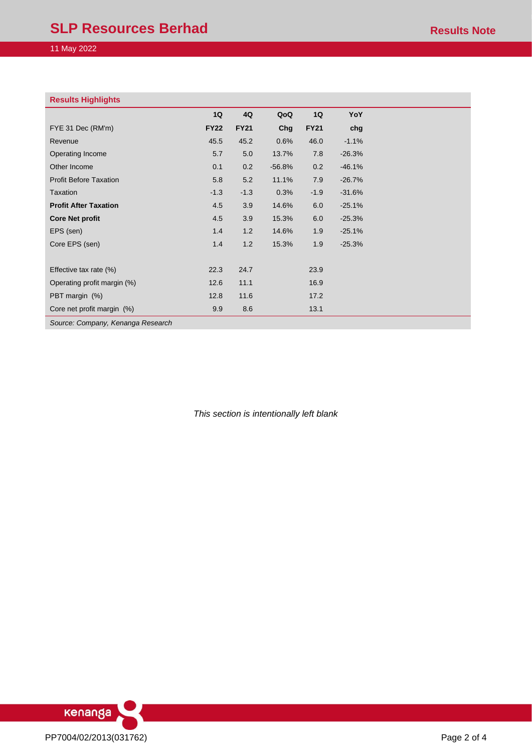**Results Highlights**

| FYE 31 Dec (RM'm) | 1Q FY22 | 4Q FY21 | QoQ Chg | 1Q FY21 | YoY chg |
|---|---|---|---|---|---|
| Revenue | 45.5 | 45.2 | 0.6% | 46.0 | -1.1% |
| Operating Income | 5.7 | 5.0 | 13.7% | 7.8 | -26.3% |
| Other Income | 0.1 | 0.2 | -56.8% | 0.2 | -46.1% |
| Profit Before Taxation | 5.8 | 5.2 | 11.1% | 7.9 | -26.7% |
| Taxation | -1.3 | -1.3 | 0.3% | -1.9 | -31.6% |
| **Profit After Taxation** | 4.5 | 3.9 | 14.6% | 6.0 | -25.1% |
| **Core Net profit** | 4.5 | 3.9 | 15.3% | 6.0 | -25.3% |
| EPS (sen) | 1.4 | 1.2 | 14.6% | 1.9 | -25.1% |
| Core EPS (sen) | 1.4 | 1.2 | 15.3% | 1.9 | -25.3% |
| | | | | | |
| Effective tax rate (%) | 22.3 | 24.7 | | 23.9 | |
| Operating profit margin (%) | 12.6 | 11.1 | | 16.9 | |
| PBT margin (%) | 12.8 | 11.6 | | 17.2 | |
| Core net profit margin (%) | 9.9 | 8.6 | | 13.1 | |

*Source: Company, Kenanga Research*

*This section is intentionally left blank*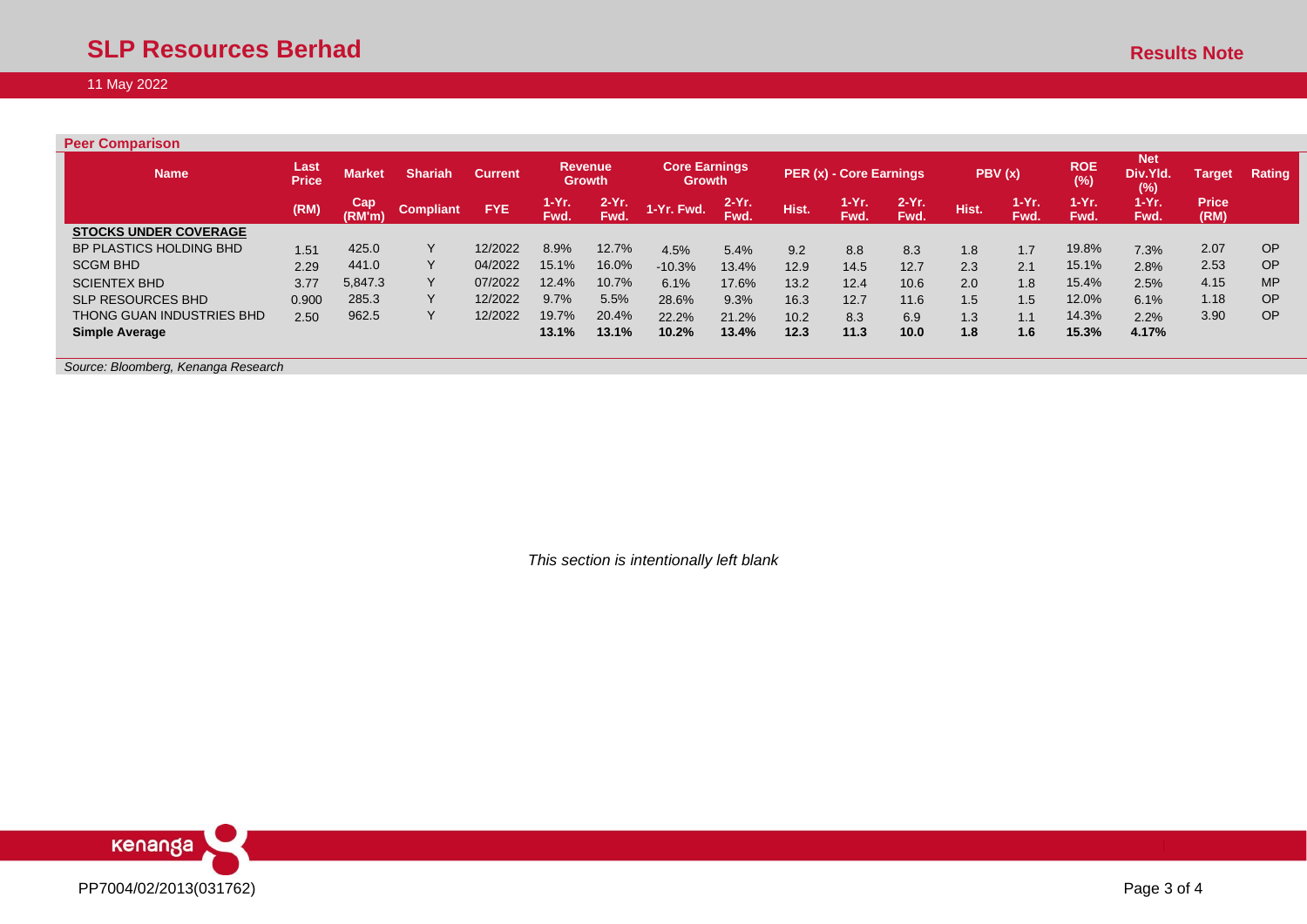## Peer Comparison

| Name | Last Price | Market | Shariah | Current | Revenue Growth | | Core Earnings Growth | | PER (x) - Core Earnings | | | PBV (x) | | ROE (%) | Net Div.Yld. (%) | Target | Rating |
|---|---|---|---|---|---|---|---|---|---|---|---|---|---|---|---|---|---|
| | (RM) | Cap (RM'm) | Compliant | FYE | 1-Yr. Fwd. | 2-Yr. Fwd. | 1-Yr. Fwd. | 2-Yr. Fwd. | Hist. | 1-Yr. Fwd. | 2-Yr. Fwd. | Hist. | 1-Yr. Fwd. | 1-Yr. Fwd. | 1-Yr. Fwd. | Price (RM) | |
| **STOCKS UNDER COVERAGE** | | | | | | | | | | | | | | | | | |
| BP PLASTICS HOLDING BHD | 1.51 | 425.0 | Y | 12/2022 | 8.9% | 12.7% | 4.5% | 5.4% | 9.2 | 8.8 | 8.3 | 1.8 | 1.7 | 19.8% | 7.3% | 2.07 | OP |
| SCGM BHD | 2.29 | 441.0 | Y | 04/2022 | 15.1% | 16.0% | -10.3% | 13.4% | 12.9 | 14.5 | 12.7 | 2.3 | 2.1 | 15.1% | 2.8% | 2.53 | OP |
| SCIENTEX BHD | 3.77 | 5,847.3 | Y | 07/2022 | 12.4% | 10.7% | 6.1% | 17.6% | 13.2 | 12.4 | 10.6 | 2.0 | 1.8 | 15.4% | 2.5% | 4.15 | MP |
| SLP RESOURCES BHD | 0.900 | 285.3 | Y | 12/2022 | 9.7% | 5.5% | 28.6% | 9.3% | 16.3 | 12.7 | 11.6 | 1.5 | 1.5 | 12.0% | 6.1% | 1.18 | OP |
| THONG GUAN INDUSTRIES BHD | 2.50 | 962.5 | Y | 12/2022 | 19.7% | 20.4% | 22.2% | 21.2% | 10.2 | 8.3 | 6.9 | 1.3 | 1.1 | 14.3% | 2.2% | 3.90 | OP |
| **Simple Average** | | | | | **13.1%** | **13.1%** | **10.2%** | **13.4%** | **12.3** | **11.3** | **10.0** | **1.8** | **1.6** | **15.3%** | **4.17%** | | |

*Source: Bloomberg, Kenanga Research*

*This section is intentionally left blank*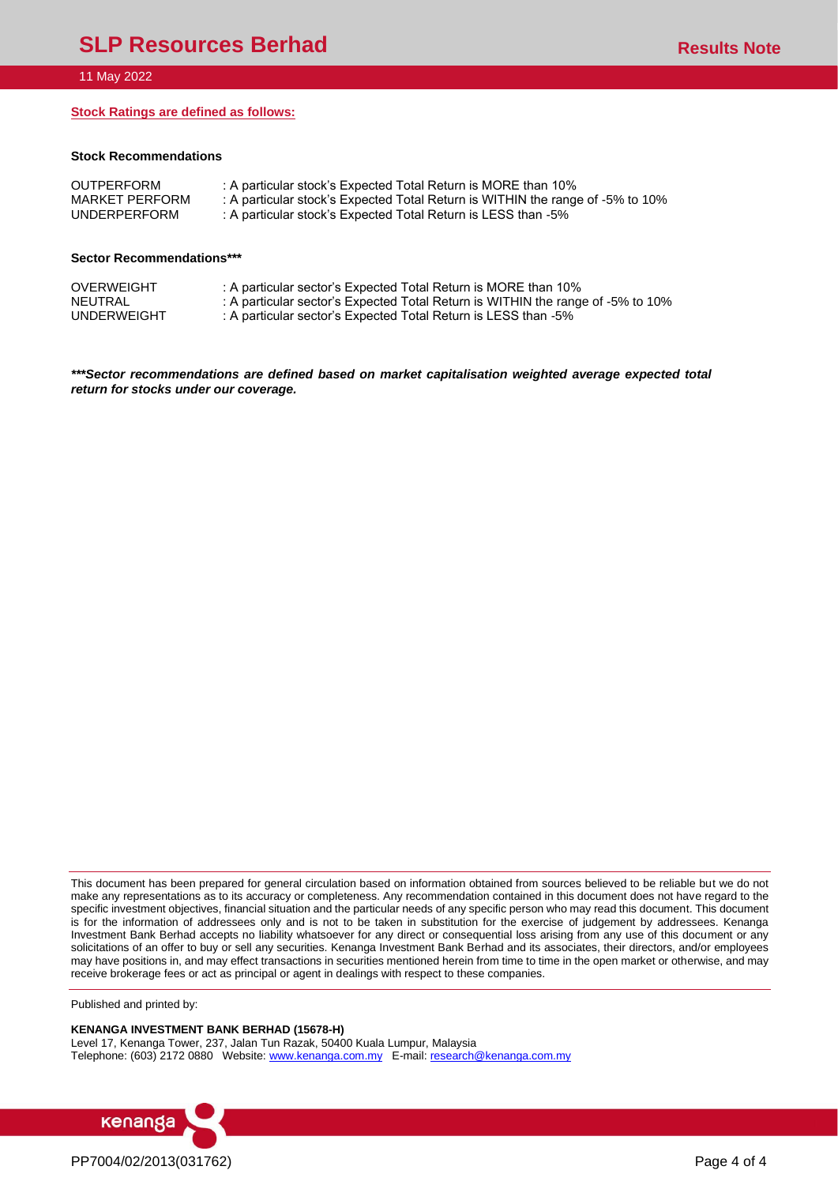**Stock Ratings are defined as follows:**

**Stock Recommendations**

| | |
|---|---|
| OUTPERFORM | : A particular stock's Expected Total Return is MORE than 10% |
| MARKET PERFORM | : A particular stock's Expected Total Return is WITHIN the range of -5% to 10% |
| UNDERPERFORM | : A particular stock's Expected Total Return is LESS than -5% |

**Sector Recommendations*****

| | |
|---|---|
| OVERWEIGHT | : A particular sector's Expected Total Return is MORE than 10% |
| NEUTRAL | : A particular sector's Expected Total Return is WITHIN the range of -5% to 10% |
| UNDERWEIGHT | : A particular sector's Expected Total Return is LESS than -5% |

***\*\*\*Sector recommendations are defined based on market capitalisation weighted average expected total return for stocks under our coverage.***

This document has been prepared for general circulation based on information obtained from sources believed to be reliable but we do not make any representations as to its accuracy or completeness. Any recommendation contained in this document does not have regard to the specific investment objectives, financial situation and the particular needs of any specific person who may read this document. This document is for the information of addressees only and is not to be taken in substitution for the exercise of judgement by addressees. Kenanga Investment Bank Berhad accepts no liability whatsoever for any direct or consequential loss arising from any use of this document or any solicitations of an offer to buy or sell any securities. Kenanga Investment Bank Berhad and its associates, their directors, and/or employees may have positions in, and may effect transactions in securities mentioned herein from time to time in the open market or otherwise, and may receive brokerage fees or act as principal or agent in dealings with respect to these companies.

Published and printed by:

**KENANGA INVESTMENT BANK BERHAD (15678-H)**
Level 17, Kenanga Tower, 237, Jalan Tun Razak, 50400 Kuala Lumpur, Malaysia
Telephone: (603) 2172 0880 Website: www.kenanga.com.my E-mail: research@kenanga.com.my

PP7004/02/2013(031762)